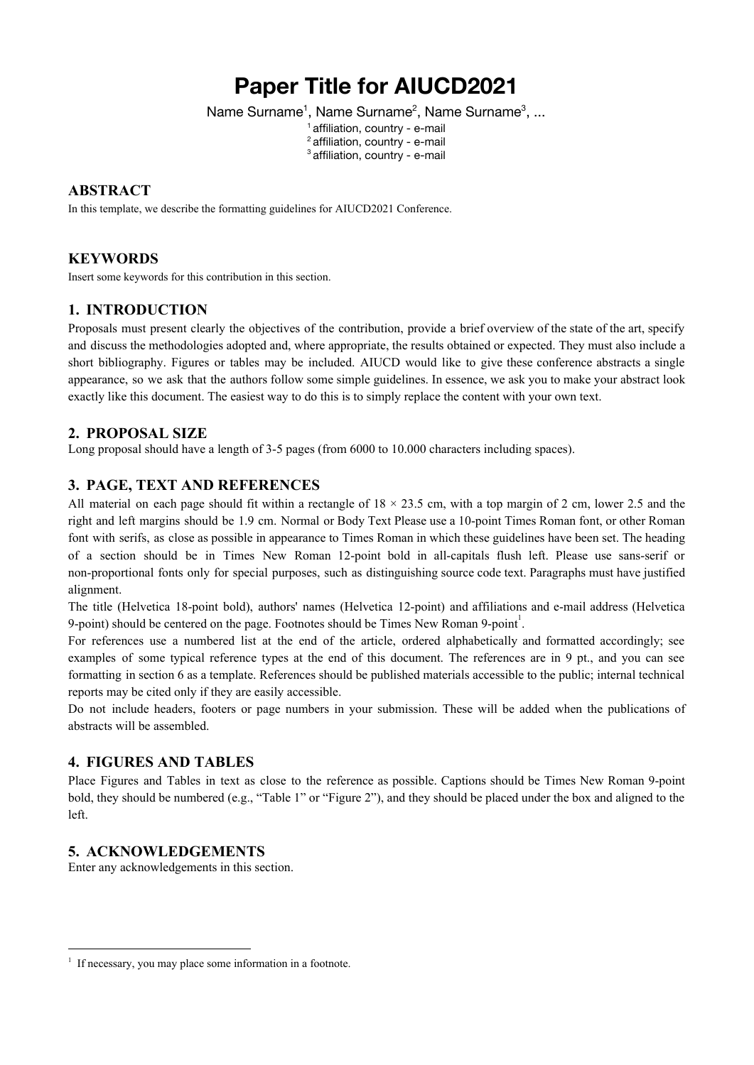# Paper Title for AIUCD2021

Name Surname[1], Name Surname[2], Name Surname[3], ...

[1] affiliation, country - e-mail
[2] affiliation, country - e-mail
[3] affiliation, country - e-mail

## ABSTRACT

In this template, we describe the formatting guidelines for AIUCD2021 Conference.

## KEYWORDS

Insert some keywords for this contribution in this section.

## 1. INTRODUCTION

Proposals must present clearly the objectives of the contribution, provide a brief overview of the state of the art, specify and discuss the methodologies adopted and, where appropriate, the results obtained or expected. They must also include a short bibliography. Figures or tables may be included. AIUCD would like to give these conference abstracts a single appearance, so we ask that the authors follow some simple guidelines. In essence, we ask you to make your abstract look exactly like this document. The easiest way to do this is to simply replace the content with your own text.

## 2. PROPOSAL SIZE

Long proposal should have a length of 3-5 pages (from 6000 to 10.000 characters including spaces).

## 3. PAGE, TEXT AND REFERENCES

All material on each page should fit within a rectangle of 18 × 23.5 cm, with a top margin of 2 cm, lower 2.5 and the right and left margins should be 1.9 cm. Normal or Body Text Please use a 10-point Times Roman font, or other Roman font with serifs, as close as possible in appearance to Times Roman in which these guidelines have been set. The heading of a section should be in Times New Roman 12-point bold in all-capitals flush left. Please use sans-serif or non-proportional fonts only for special purposes, such as distinguishing source code text. Paragraphs must have justified alignment.

The title (Helvetica 18-point bold), authors' names (Helvetica 12-point) and affiliations and e-mail address (Helvetica 9-point) should be centered on the page. Footnotes should be Times New Roman 9-point[1].

For references use a numbered list at the end of the article, ordered alphabetically and formatted accordingly; see examples of some typical reference types at the end of this document. The references are in 9 pt., and you can see formatting in section 6 as a template. References should be published materials accessible to the public; internal technical reports may be cited only if they are easily accessible.

Do not include headers, footers or page numbers in your submission. These will be added when the publications of abstracts will be assembled.

## 4. FIGURES AND TABLES

Place Figures and Tables in text as close to the reference as possible. Captions should be Times New Roman 9-point bold, they should be numbered (e.g., "Table 1" or "Figure 2"), and they should be placed under the box and aligned to the left.

## 5. ACKNOWLEDGEMENTS

Enter any acknowledgements in this section.

---

[1] If necessary, you may place some information in a footnote.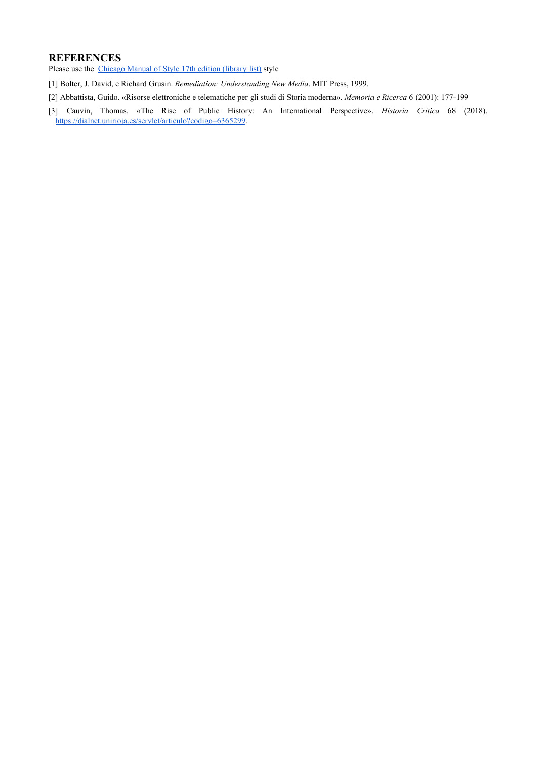## REFERENCES

Please use the [Chicago Manual of Style 17th edition (library list)] style

[1] Bolter, J. David, e Richard Grusin. *Remediation: Understanding New Media*. MIT Press, 1999.

[2] Abbattista, Guido. «Risorse elettroniche e telematiche per gli studi di Storia moderna». *Memoria e Ricerca* 6 (2001): 177-199

[3] Cauvin, Thomas. «The Rise of Public History: An International Perspective». *Historia Crítica* 68 (2018). https://dialnet.unirioja.es/servlet/articulo?codigo=6365299.